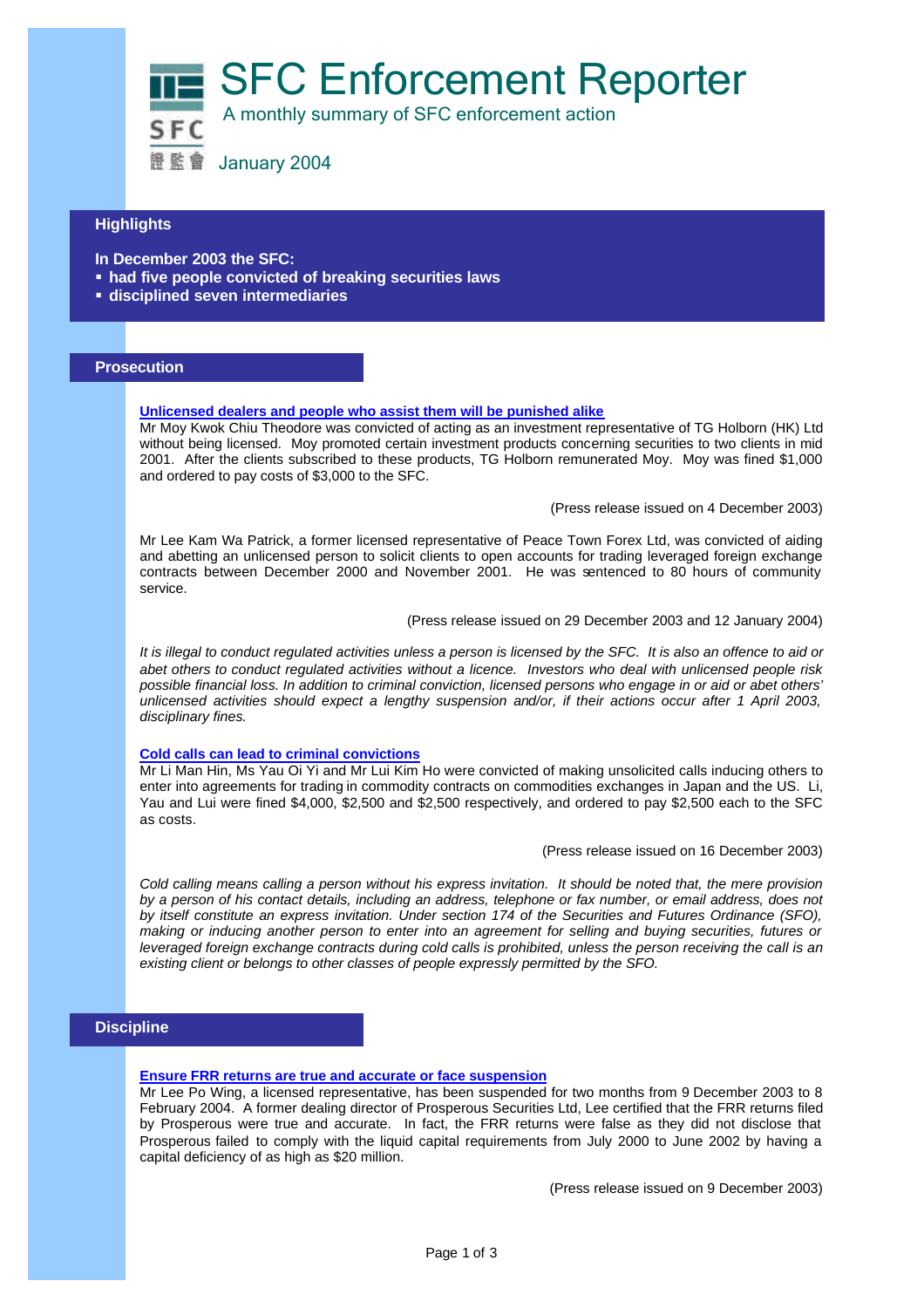# SFC Enforcement Reporter

A monthly summary of SFC enforcement action

January 2004

## Highlights

**In December 2003 the SFC:**

- **had five people convicted of breaking securities laws**
- **disciplined seven intermediaries**

## Prosecution

### Unlicensed dealers and people who assist them will be punished alike

Mr Moy Kwok Chiu Theodore was convicted of acting as an investment representative of TG Holborn (HK) Ltd without being licensed. Moy promoted certain investment products concerning securities to two clients in mid 2001. After the clients subscribed to these products, TG Holborn remunerated Moy. Moy was fined $1,000 and ordered to pay costs of $3,000 to the SFC.

(Press release issued on 4 December 2003)

Mr Lee Kam Wa Patrick, a former licensed representative of Peace Town Forex Ltd, was convicted of aiding and abetting an unlicensed person to solicit clients to open accounts for trading leveraged foreign exchange contracts between December 2000 and November 2001. He was sentenced to 80 hours of community service.

(Press release issued on 29 December 2003 and 12 January 2004)

*It is illegal to conduct regulated activities unless a person is licensed by the SFC. It is also an offence to aid or abet others to conduct regulated activities without a licence. Investors who deal with unlicensed people risk possible financial loss. In addition to criminal conviction, licensed persons who engage in or aid or abet others' unlicensed activities should expect a lengthy suspension and/or, if their actions occur after 1 April 2003, disciplinary fines.*

### Cold calls can lead to criminal convictions

Mr Li Man Hin, Ms Yau Oi Yi and Mr Lui Kim Ho were convicted of making unsolicited calls inducing others to enter into agreements for trading in commodity contracts on commodities exchanges in Japan and the US. Li, Yau and Lui were fined $4,000, $2,500 and $2,500 respectively, and ordered to pay $2,500 each to the SFC as costs.

(Press release issued on 16 December 2003)

*Cold calling means calling a person without his express invitation. It should be noted that, the mere provision by a person of his contact details, including an address, telephone or fax number, or email address, does not by itself constitute an express invitation. Under section 174 of the Securities and Futures Ordinance (SFO), making or inducing another person to enter into an agreement for selling and buying securities, futures or leveraged foreign exchange contracts during cold calls is prohibited, unless the person receiving the call is an existing client or belongs to other classes of people expressly permitted by the SFO.*

## Discipline

### Ensure FRR returns are true and accurate or face suspension

Mr Lee Po Wing, a licensed representative, has been suspended for two months from 9 December 2003 to 8 February 2004. A former dealing director of Prosperous Securities Ltd, Lee certified that the FRR returns filed by Prosperous were true and accurate. In fact, the FRR returns were false as they did not disclose that Prosperous failed to comply with the liquid capital requirements from July 2000 to June 2002 by having a capital deficiency of as high as $20 million.

(Press release issued on 9 December 2003)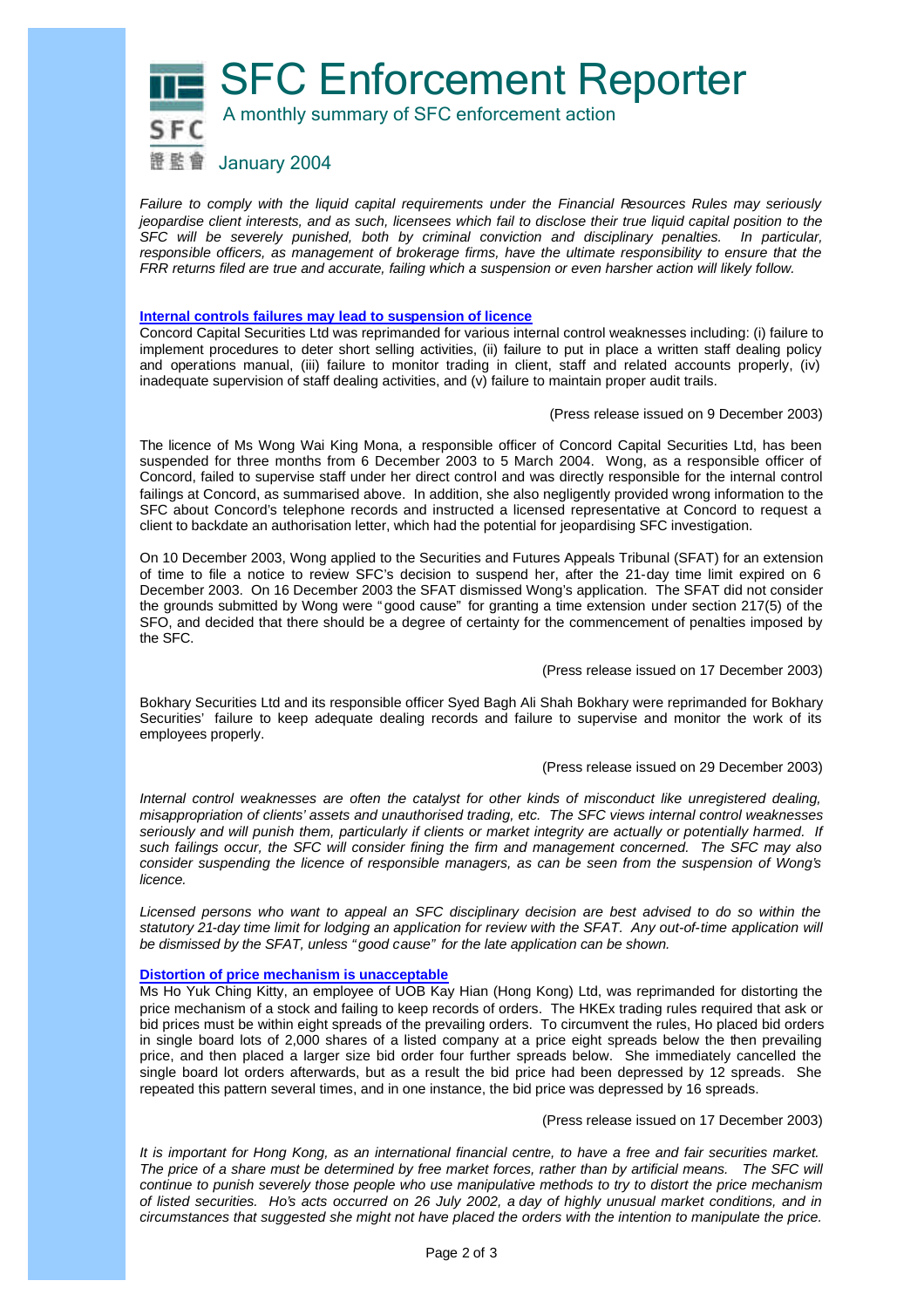# SFC Enforcement Reporter

A monthly summary of SFC enforcement action

January 2004

*Failure to comply with the liquid capital requirements under the Financial Resources Rules may seriously jeopardise client interests, and as such, licensees which fail to disclose their true liquid capital position to the SFC will be severely punished, both by criminal conviction and disciplinary penalties. In particular, responsible officers, as management of brokerage firms, have the ultimate responsibility to ensure that the FRR returns filed are true and accurate, failing which a suspension or even harsher action will likely follow.*

## Internal controls failures may lead to suspension of licence

Concord Capital Securities Ltd was reprimanded for various internal control weaknesses including: (i) failure to implement procedures to deter short selling activities, (ii) failure to put in place a written staff dealing policy and operations manual, (iii) failure to monitor trading in client, staff and related accounts properly, (iv) inadequate supervision of staff dealing activities, and (v) failure to maintain proper audit trails.

(Press release issued on 9 December 2003)

The licence of Ms Wong Wai King Mona, a responsible officer of Concord Capital Securities Ltd, has been suspended for three months from 6 December 2003 to 5 March 2004. Wong, as a responsible officer of Concord, failed to supervise staff under her direct control and was directly responsible for the internal control failings at Concord, as summarised above. In addition, she also negligently provided wrong information to the SFC about Concord's telephone records and instructed a licensed representative at Concord to request a client to backdate an authorisation letter, which had the potential for jeopardising SFC investigation.

On 10 December 2003, Wong applied to the Securities and Futures Appeals Tribunal (SFAT) for an extension of time to file a notice to review SFC's decision to suspend her, after the 21-day time limit expired on 6 December 2003. On 16 December 2003 the SFAT dismissed Wong's application. The SFAT did not consider the grounds submitted by Wong were "good cause" for granting a time extension under section 217(5) of the SFO, and decided that there should be a degree of certainty for the commencement of penalties imposed by the SFC.

(Press release issued on 17 December 2003)

Bokhary Securities Ltd and its responsible officer Syed Bagh Ali Shah Bokhary were reprimanded for Bokhary Securities' failure to keep adequate dealing records and failure to supervise and monitor the work of its employees properly.

(Press release issued on 29 December 2003)

*Internal control weaknesses are often the catalyst for other kinds of misconduct like unregistered dealing, misappropriation of clients' assets and unauthorised trading, etc. The SFC views internal control weaknesses seriously and will punish them, particularly if clients or market integrity are actually or potentially harmed. If such failings occur, the SFC will consider fining the firm and management concerned. The SFC may also consider suspending the licence of responsible managers, as can be seen from the suspension of Wong's licence.*

*Licensed persons who want to appeal an SFC disciplinary decision are best advised to do so within the statutory 21-day time limit for lodging an application for review with the SFAT. Any out-of-time application will be dismissed by the SFAT, unless "good cause" for the late application can be shown.*

## Distortion of price mechanism is unacceptable

Ms Ho Yuk Ching Kitty, an employee of UOB Kay Hian (Hong Kong) Ltd, was reprimanded for distorting the price mechanism of a stock and failing to keep records of orders. The HKEx trading rules required that ask or bid prices must be within eight spreads of the prevailing orders. To circumvent the rules, Ho placed bid orders in single board lots of 2,000 shares of a listed company at a price eight spreads below the then prevailing price, and then placed a larger size bid order four further spreads below. She immediately cancelled the single board lot orders afterwards, but as a result the bid price had been depressed by 12 spreads. She repeated this pattern several times, and in one instance, the bid price was depressed by 16 spreads.

(Press release issued on 17 December 2003)

*It is important for Hong Kong, as an international financial centre, to have a free and fair securities market. The price of a share must be determined by free market forces, rather than by artificial means. The SFC will continue to punish severely those people who use manipulative methods to try to distort the price mechanism of listed securities. Ho's acts occurred on 26 July 2002, a day of highly unusual market conditions, and in circumstances that suggested she might not have placed the orders with the intention to manipulate the price.*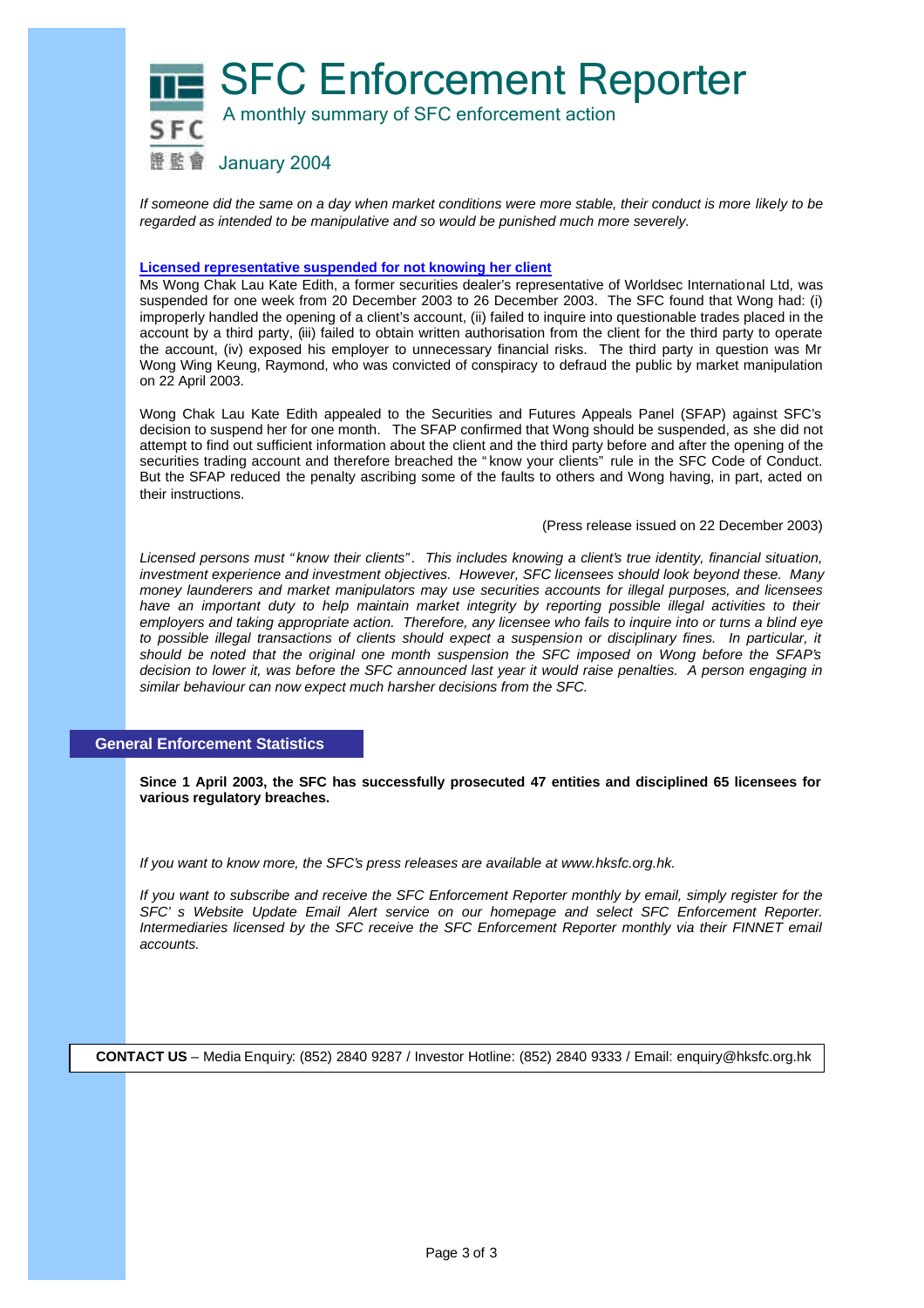*If someone did the same on a day when market conditions were more stable, their conduct is more likely to be regarded as intended to be manipulative and so would be punished much more severely.*

### Licensed representative suspended for not knowing her client

Ms Wong Chak Lau Kate Edith, a former securities dealer's representative of Worldsec International Ltd, was suspended for one week from 20 December 2003 to 26 December 2003. The SFC found that Wong had: (i) improperly handled the opening of a client's account, (ii) failed to inquire into questionable trades placed in the account by a third party, (iii) failed to obtain written authorisation from the client for the third party to operate the account, (iv) exposed his employer to unnecessary financial risks. The third party in question was Mr Wong Wing Keung, Raymond, who was convicted of conspiracy to defraud the public by market manipulation on 22 April 2003.

Wong Chak Lau Kate Edith appealed to the Securities and Futures Appeals Panel (SFAP) against SFC's decision to suspend her for one month. The SFAP confirmed that Wong should be suspended, as she did not attempt to find out sufficient information about the client and the third party before and after the opening of the securities trading account and therefore breached the "know your clients" rule in the SFC Code of Conduct. But the SFAP reduced the penalty ascribing some of the faults to others and Wong having, in part, acted on their instructions.

(Press release issued on 22 December 2003)

*Licensed persons must "know their clients". This includes knowing a client's true identity, financial situation, investment experience and investment objectives. However, SFC licensees should look beyond these. Many money launderers and market manipulators may use securities accounts for illegal purposes, and licensees have an important duty to help maintain market integrity by reporting possible illegal activities to their employers and taking appropriate action. Therefore, any licensee who fails to inquire into or turns a blind eye to possible illegal transactions of clients should expect a suspension or disciplinary fines. In particular, it should be noted that the original one month suspension the SFC imposed on Wong before the SFAP's decision to lower it, was before the SFC announced last year it would raise penalties. A person engaging in similar behaviour can now expect much harsher decisions from the SFC.*

## General Enforcement Statistics

**Since 1 April 2003, the SFC has successfully prosecuted 47 entities and disciplined 65 licensees for various regulatory breaches.**

*If you want to know more, the SFC's press releases are available at www.hksfc.org.hk.*

*If you want to subscribe and receive the SFC Enforcement Reporter monthly by email, simply register for the SFC's Website Update Email Alert service on our homepage and select SFC Enforcement Reporter. Intermediaries licensed by the SFC receive the SFC Enforcement Reporter monthly via their FINNET email accounts.*

**CONTACT US** – Media Enquiry: (852) 2840 9287 / Investor Hotline: (852) 2840 9333 / Email: enquiry@hksfc.org.hk